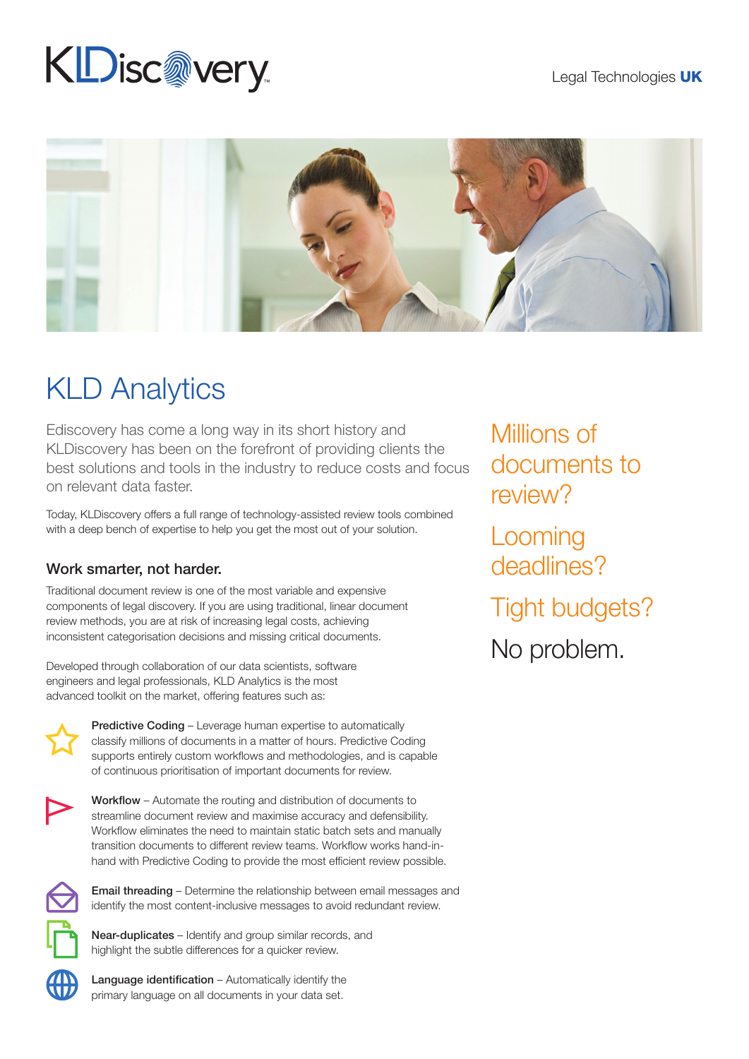KLDiscovery

Legal Technologies **UK**

# KLD Analytics

Ediscovery has come a long way in its short history and KLDiscovery has been on the forefront of providing clients the best solutions and tools in the industry to reduce costs and focus on relevant data faster.

Today, KLDiscovery offers a full range of technology-assisted review tools combined with a deep bench of expertise to help you get the most out of your solution.

## Work smarter, not harder.

Traditional document review is one of the most variable and expensive components of legal discovery. If you are using traditional, linear document review methods, you are at risk of increasing legal costs, achieving inconsistent categorisation decisions and missing critical documents.

Developed through collaboration of our data scientists, software engineers and legal professionals, KLD Analytics is the most advanced toolkit on the market, offering features such as:

- **Predictive Coding** – Leverage human expertise to automatically classify millions of documents in a matter of hours. Predictive Coding supports entirely custom workflows and methodologies, and is capable of continuous prioritisation of important documents for review.
- **Workflow** – Automate the routing and distribution of documents to streamline document review and maximise accuracy and defensibility. Workflow eliminates the need to maintain static batch sets and manually transition documents to different review teams. Workflow works hand-in-hand with Predictive Coding to provide the most efficient review possible.
- **Email threading** – Determine the relationship between email messages and identify the most content-inclusive messages to avoid redundant review.
- **Near-duplicates** – Identify and group similar records, and highlight the subtle differences for a quicker review.
- **Language identification** – Automatically identify the primary language on all documents in your data set.

Millions of documents to review?

Looming deadlines?

Tight budgets?

No problem.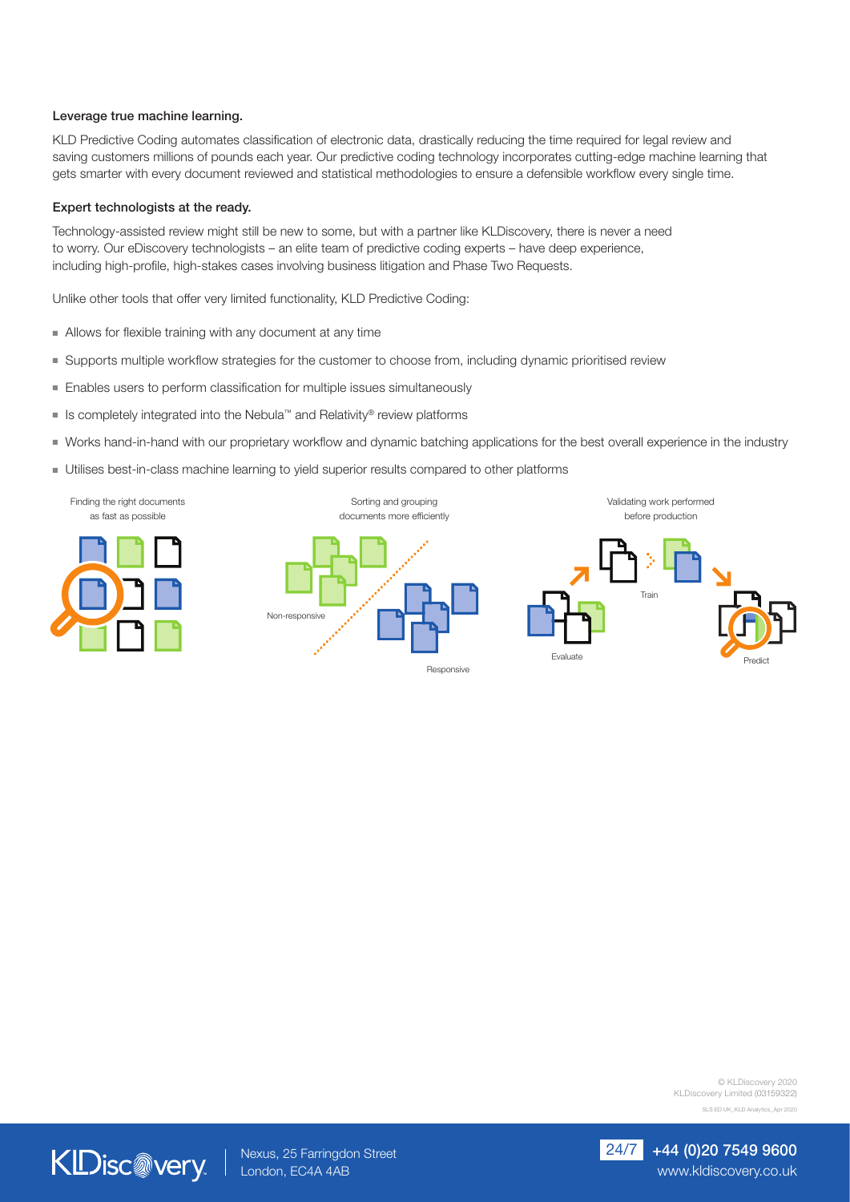### Leverage true machine learning.

KLD Predictive Coding automates classification of electronic data, drastically reducing the time required for legal review and saving customers millions of pounds each year. Our predictive coding technology incorporates cutting-edge machine learning that gets smarter with every document reviewed and statistical methodologies to ensure a defensible workflow every single time.

### Expert technologists at the ready.

Technology-assisted review might still be new to some, but with a partner like KLDiscovery, there is never a need to worry. Our eDiscovery technologists – an elite team of predictive coding experts – have deep experience, including high-profile, high-stakes cases involving business litigation and Phase Two Requests.

Unlike other tools that offer very limited functionality, KLD Predictive Coding:

- Allows for flexible training with any document at any time
- Supports multiple workflow strategies for the customer to choose from, including dynamic prioritised review
- Enables users to perform classification for multiple issues simultaneously
- Is completely integrated into the Nebula™ and Relativity® review platforms
- Works hand-in-hand with our proprietary workflow and dynamic batching applications for the best overall experience in the industry
- Utilises best-in-class machine learning to yield superior results compared to other platforms

Finding the right documents as fast as possible

Sorting and grouping documents more efficiently

Non-responsive

Responsive

Validating work performed before production

Train

Evaluate

Predict

© KLDiscovery 2020
KLDiscovery Limited (03159322)

SLS ED UK_KLD Analytics_Apr 2020

KLDiscovery

Nexus, 25 Farringdon Street
London, EC4A 4AB

24/7 +44 (0)20 7549 9600
www.kldiscovery.co.uk